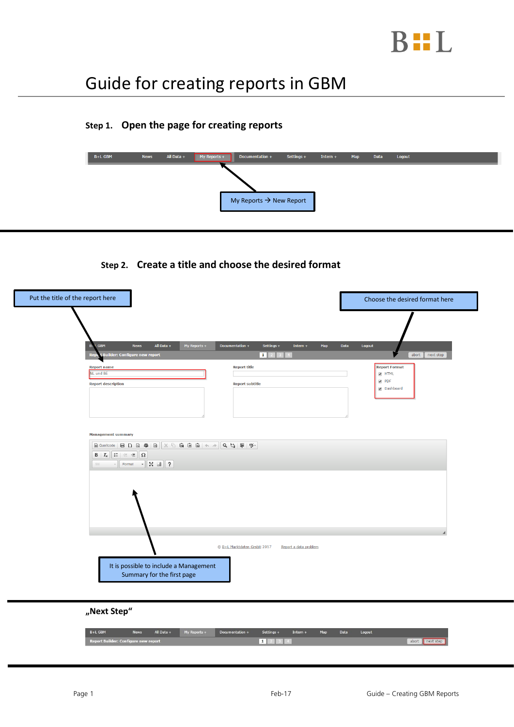# Guide for creating reports in GBM

## Step 1. Open the page for creating reports

My Reports → New Report

## Step 2. Create a title and choose the desired format

Put the title of the report here

Choose the desired format here

It is possible to include a Management Summary for the first page

**„Next Step"**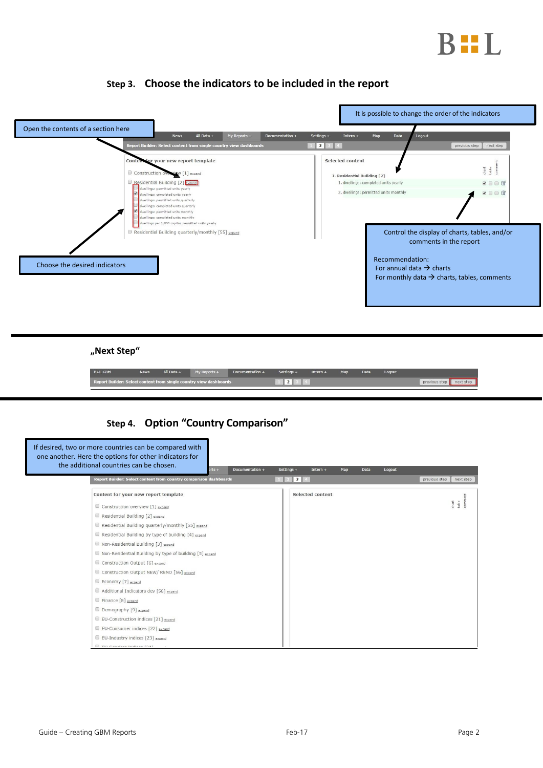## Step 3. Choose the indicators to be included in the report

Open the contents of a section here

It is possible to change the order of the indicators

News | All Data + | My Reports + | Documentation + | Settings + | Intern + | Map | Data | Logout

Report Builder: Select content from single country view dashboards — 1 2 3 4 — previous step | next step

**Content for your new report template**

- Construction overview [1] expand
- Residential Building [2] expand
  - dwellings: permitted units yearly
  - dwellings: completed units yearly
  - dwellings: permitted units quarterly
  - dwellings: completed units quarterly
  - dwellings: permitted units monthly
  - dwellings: completed units monthly
  - dwellings per 1,000 capita: permitted units yearly
- Residential Building quarterly/monthly [55] expand

**Selected content** (chart | table | comment)

1. Residential Building [2]
   1. dwellings: completed units yearly
   2. dwellings: permitted units monthly

Choose the desired indicators

Control the display of charts, tables, and/or comments in the report

Recommendation:
For annual data → charts
For monthly data → charts, tables, comments

## „Next Step"

B+L GBM | News | All Data + | My Reports + | Documentation + | Settings + | Intern + | Map | Data | Logout

Report Builder: Select content from single country view dashboards — 1 2 3 4 — previous step | next step

## Step 4. Option "Country Comparison"

If desired, two or more countries can be compared with one another. Here the options for other indicators for the additional countries can be chosen.

...orts + | Documentation + | Settings + | Intern + | Map | Data | Logout

Report Builder: Select content from country comparison dashboards — 1 2 3 4 — previous step | next step

**Content for your new report template**

- Construction overview [1] expand
- Residential Building [2] expand
- Residential Building quarterly/monthly [55] expand
- Residential Building by type of building [4] expand
- Non-Residential Building [3] expand
- Non-Residential Building by type of building [5] expand
- Construction Output [6] expand
- Construction Output NEW/ RENO [56] expand
- Economy [7] expand
- Additional Indicators dev [58] expand
- Finance [8] expand
- Demography [9] expand
- EU-Construction indices [21] expand
- EU-Consumer indices [22] expand
- EU-Industry indices [23] expand
- EU-Services indices [24] ...

**Selected content** (chart | table | comment)

Guide – Creating GBM Reports — Feb-17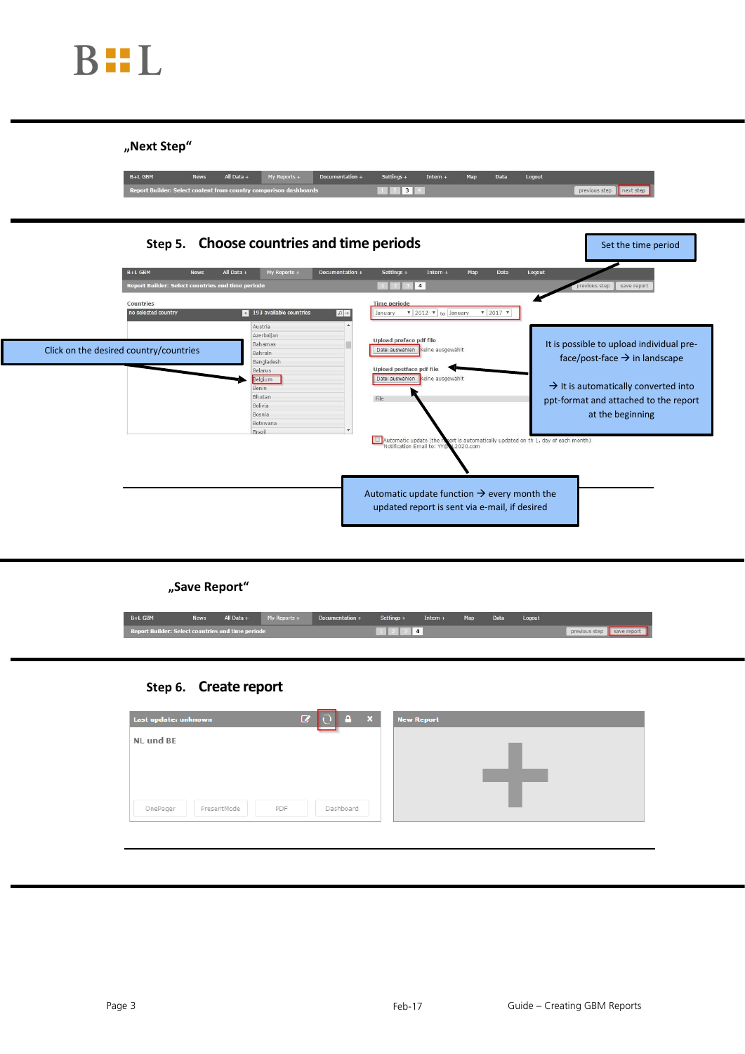„Next Step“

B+L GBM News All Data + My Reports + Documentation + Settings + Intern + Map Data Logout

Report Builder: Select content from country comparison dashboards 1 2 3 4 previous step next step

## Step 5. Choose countries and time periods

Set the time period

B+L GBM News All Data + My Reports + Documentation + Settings + Intern + Map Data Logout

Report Builder: Select countries and time periode 1 2 3 4 previous step save report

Countries

no selected country

193 available countries

Austria
Azerbaijan
Bahamas
Bahrain
Bangladesh
Belarus
Belgium
Benin
Bhutan
Bolivia
Bosnia
Botswana
Brazil

Click on the desired country/countries

Time periode

January 2012 to January 2017

Upload preface pdf file

Datei auswählen Keine ausgewählt

Upload postface pdf file

Datei auswählen Keine ausgewählt

File

Automatic update (the report is automatically updated on th 1. day of each month)
Notification Email to: YY@...2020.com

It is possible to upload individual pre-face/post-face → in landscape

→ It is automatically converted into ppt-format and attached to the report at the beginning

Automatic update function → every month the updated report is sent via e-mail, if desired

„Save Report“

B+L GBM News All Data + My Reports + Documentation + Settings + Intern + Map Data Logout

Report Builder: Select countries and time periode 1 2 3 4 previous step save report

## Step 6. Create report

Last update: unknown

NL und BE

OnePager PresentMode PDF Dashboard

New Report

+